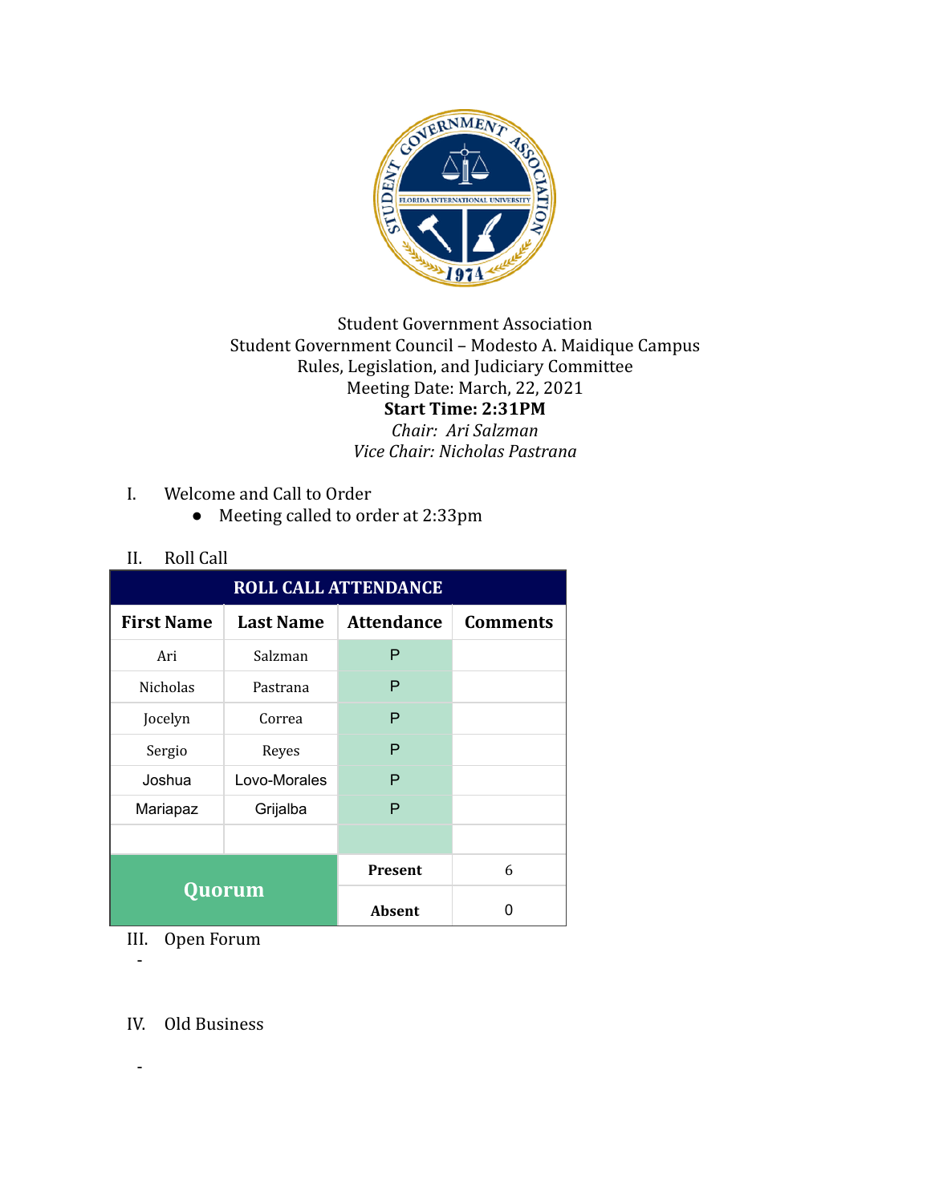Student Government Association
Student Government Council – Modesto A. Maidique Campus
Rules, Legislation, and Judiciary Committee
Meeting Date: March, 22, 2021
**Start Time: 2:31PM**
*Chair: Ari Salzman*
*Vice Chair: Nicholas Pastrana*

I. Welcome and Call to Order
   - Meeting called to order at 2:33pm

II. Roll Call

| ROLL CALL ATTENDANCE | | | |
|---|---|---|---|
| **First Name** | **Last Name** | **Attendance** | **Comments** |
| Ari | Salzman | P | |
| Nicholas | Pastrana | P | |
| Jocelyn | Correa | P | |
| Sergio | Reyes | P | |
| Joshua | Lovo-Morales | P | |
| Mariapaz | Grijalba | P | |
| | | | |
| **Quorum** | | **Present** | 6 |
| | | **Absent** | 0 |

III. Open Forum

-

IV. Old Business

-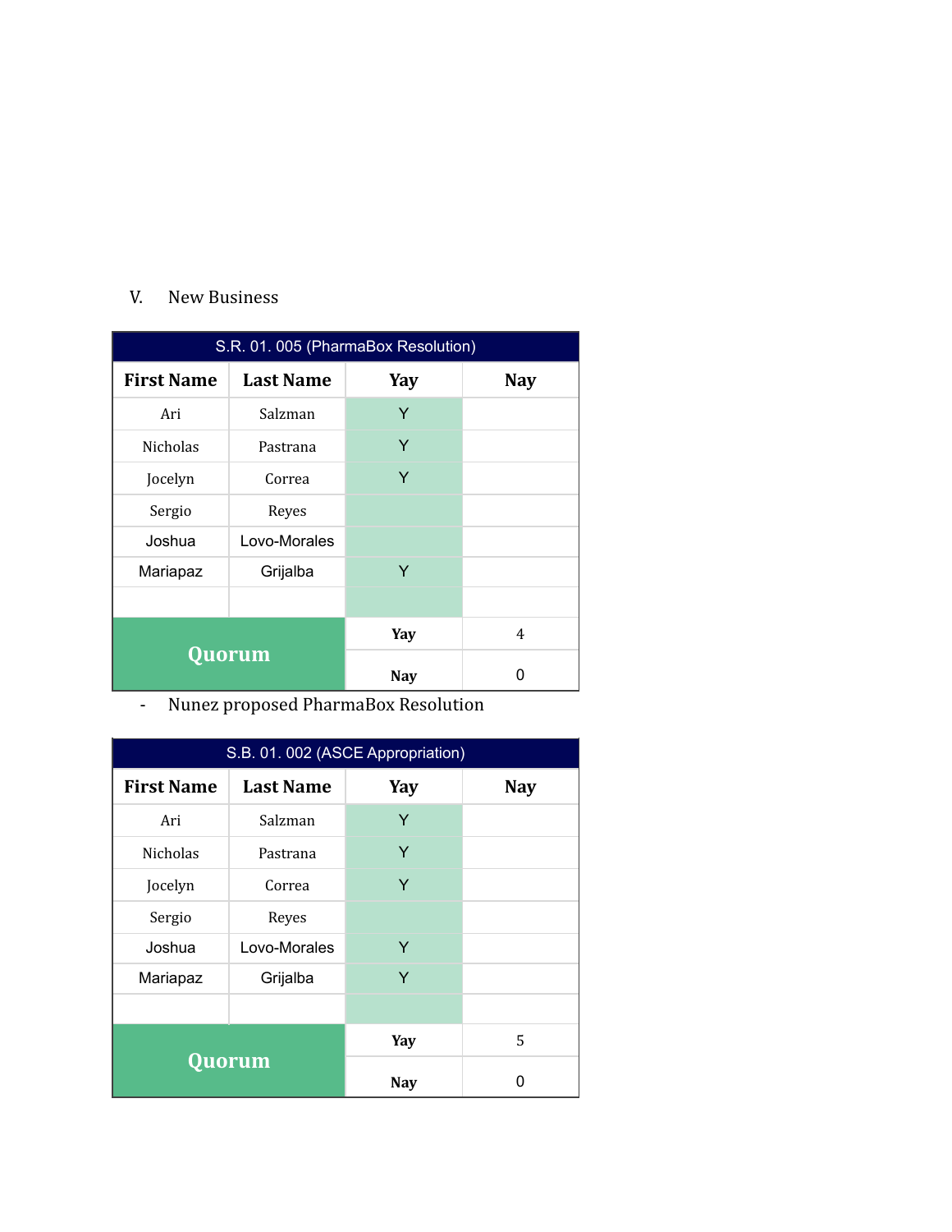V. New Business

| S.R. 01. 005 (PharmaBox Resolution) | | | |
|---|---|---|---|
| **First Name** | **Last Name** | **Yay** | **Nay** |
| Ari | Salzman | Y | |
| Nicholas | Pastrana | Y | |
| Jocelyn | Correa | Y | |
| Sergio | Reyes | | |
| Joshua | Lovo-Morales | | |
| Mariapaz | Grijalba | Y | |
| | | | |
| **Quorum** | | **Yay** | 4 |
| | | **Nay** | 0 |

- Nunez proposed PharmaBox Resolution

| S.B. 01. 002 (ASCE Appropriation) | | | |
|---|---|---|---|
| **First Name** | **Last Name** | **Yay** | **Nay** |
| Ari | Salzman | Y | |
| Nicholas | Pastrana | Y | |
| Jocelyn | Correa | Y | |
| Sergio | Reyes | | |
| Joshua | Lovo-Morales | Y | |
| Mariapaz | Grijalba | Y | |
| | | | |
| **Quorum** | | **Yay** | 5 |
| | | **Nay** | 0 |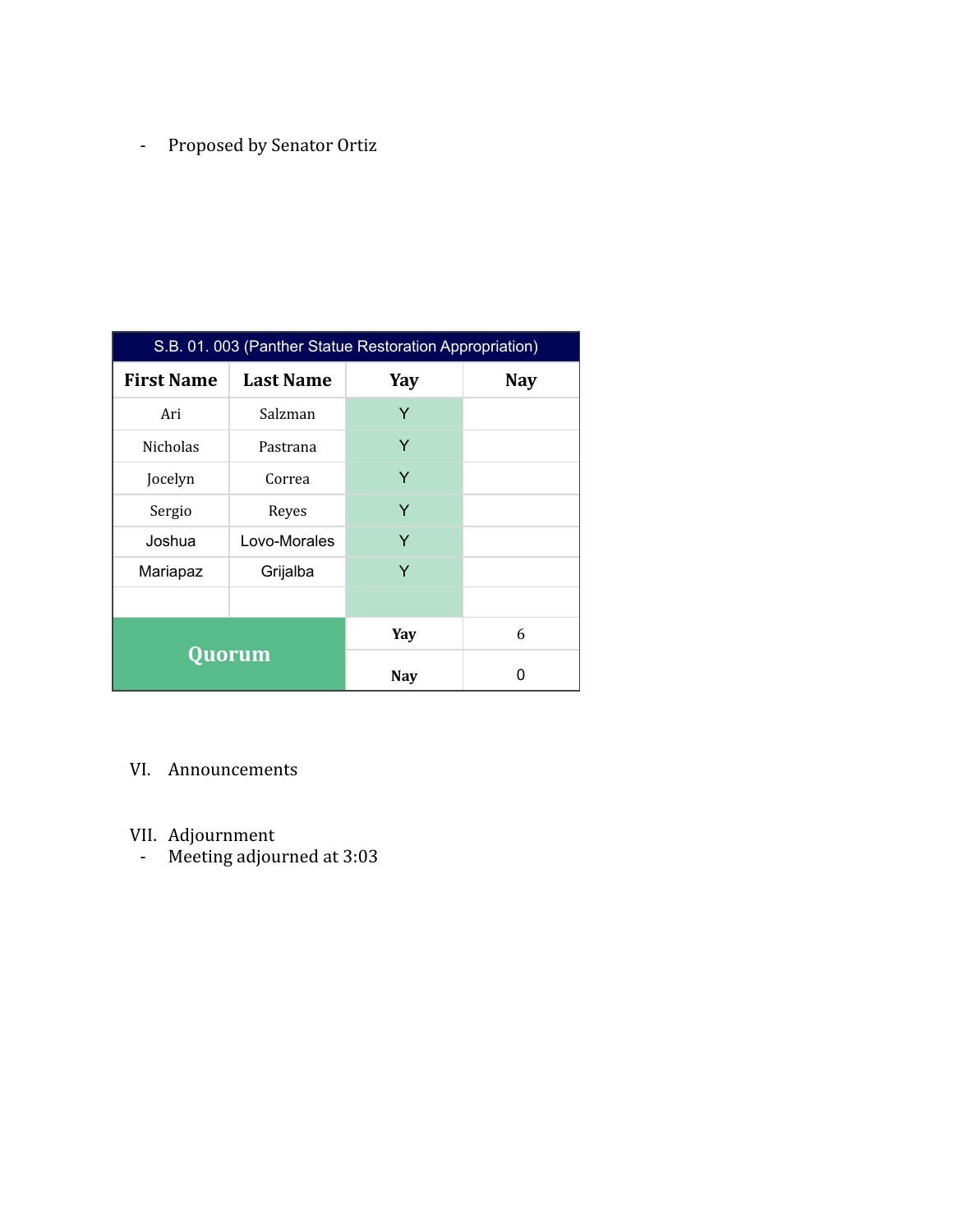- Proposed by Senator Ortiz

| S.B. 01. 003 (Panther Statue Restoration Appropriation) | | | |
|---|---|---|---|
| **First Name** | **Last Name** | **Yay** | **Nay** |
| Ari | Salzman | Y | |
| Nicholas | Pastrana | Y | |
| Jocelyn | Correa | Y | |
| Sergio | Reyes | Y | |
| Joshua | Lovo-Morales | Y | |
| Mariapaz | Grijalba | Y | |
| | | | |
| **Quorum** | | **Yay** | 6 |
| | | **Nay** | 0 |

VI. Announcements

VII. Adjournment

- Meeting adjourned at 3:03